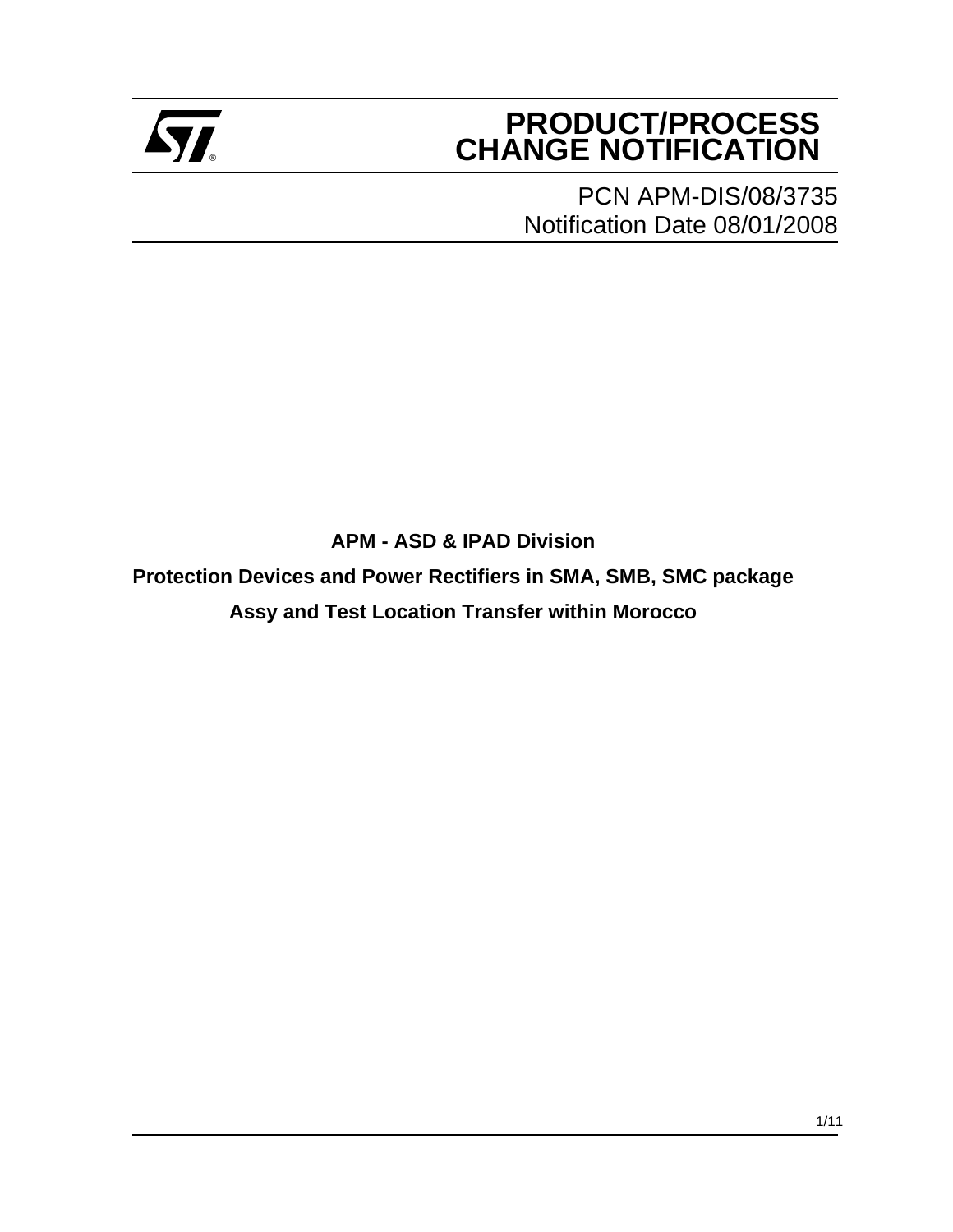# PRODUCT/PROCESS CHANGE NOTIFICATION

PCN APM-DIS/08/3735
Notification Date 08/01/2008

**APM - ASD & IPAD Division**

**Protection Devices and Power Rectifiers in SMA, SMB, SMC package**

**Assy and Test Location Transfer within Morocco**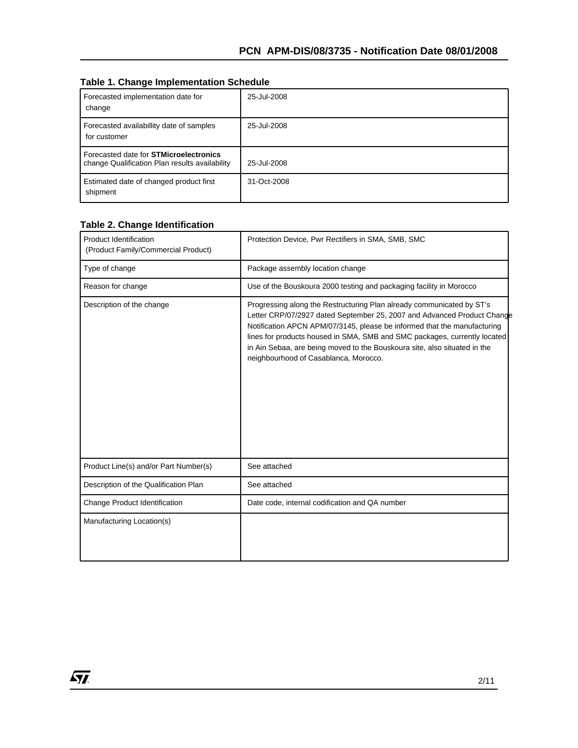### Table 1. Change Implementation Schedule

| | |
|---|---|
| Forecasted implementation date for change | 25-Jul-2008 |
| Forecasted availabillity date of samples for customer | 25-Jul-2008 |
| Forecasted date for **STMicroelectronics** change Qualification Plan results availability | 25-Jul-2008 |
| Estimated date of changed product first shipment | 31-Oct-2008 |

### Table 2. Change Identification

| | |
|---|---|
| Product Identification (Product Family/Commercial Product) | Protection Device, Pwr Rectifiers in SMA, SMB, SMC |
| Type of change | Package assembly location change |
| Reason for change | Use of the Bouskoura 2000 testing and packaging facility in Morocco |
| Description of the change | Progressing along the Restructuring Plan already communicated by ST's Letter CRP/07/2927 dated September 25, 2007 and Advanced Product Change Notification APCN APM/07/3145, please be informed that the manufacturing lines for products housed in SMA, SMB and SMC packages, currently located in Ain Sebaa, are being moved to the Bouskoura site, also situated in the neighbourhood of Casablanca, Morocco. |
| Product Line(s) and/or Part Number(s) | See attached |
| Description of the Qualification Plan | See attached |
| Change Product Identification | Date code, internal codification and QA number |
| Manufacturing Location(s) | |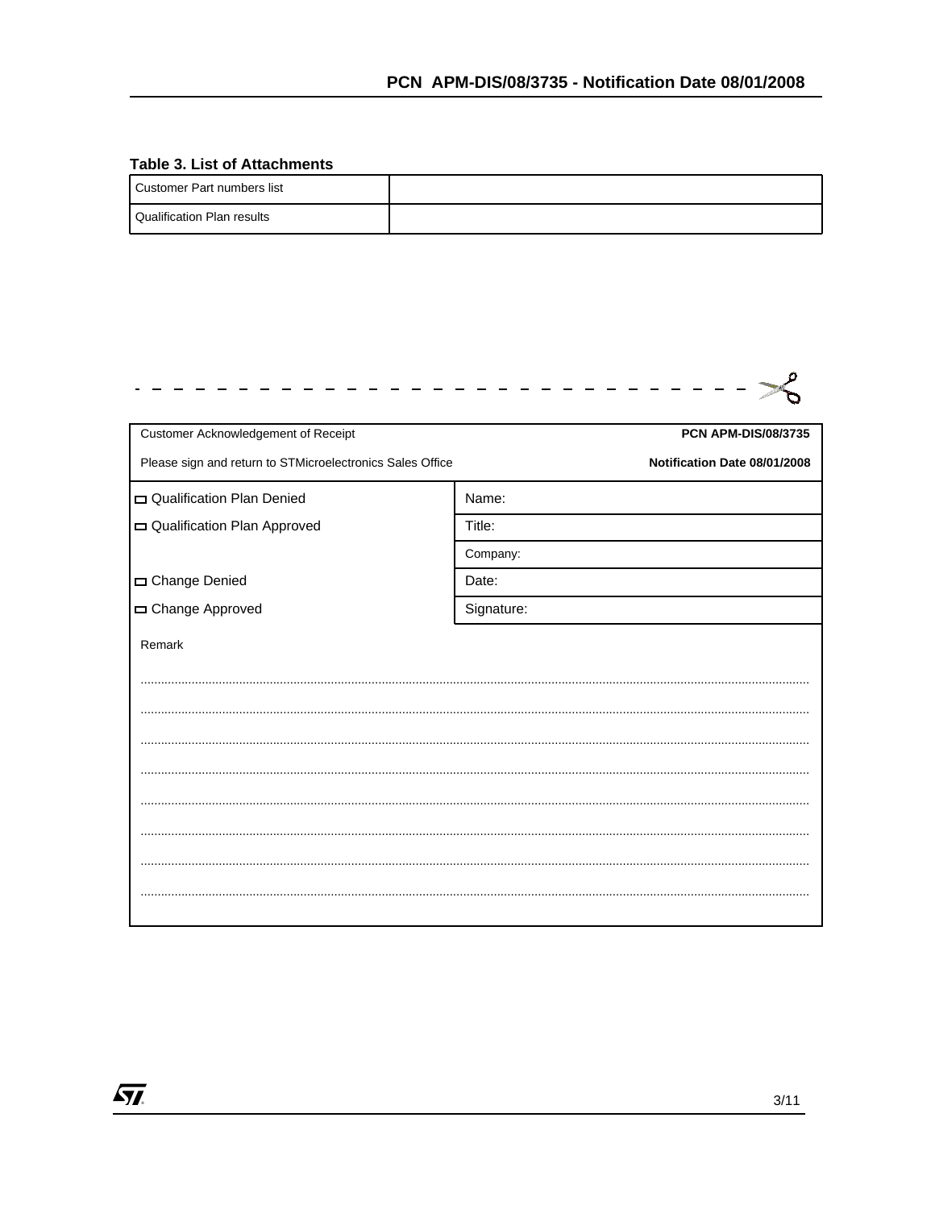**Table 3. List of Attachments**

| | |
|---|---|
| Customer Part numbers list | |
| Qualification Plan results | |

- - - - - - - - - - - - - - - - - - - - - - - - - - - - - - - - - -

| Customer Acknowledgement of Receipt | PCN APM-DIS/08/3735 |
|---|---|
| Please sign and return to STMicroelectronics Sales Office | Notification Date 08/01/2008 |
| ☐ Qualification Plan Denied | Name: |
| ☐ Qualification Plan Approved | Title: |
| | Company: |
| ☐ Change Denied | Date: |
| ☐ Change Approved | Signature: |

Remark

.....................................................................................................................................................................

.....................................................................................................................................................................

.....................................................................................................................................................................

.....................................................................................................................................................................

.....................................................................................................................................................................

.....................................................................................................................................................................

.....................................................................................................................................................................

.....................................................................................................................................................................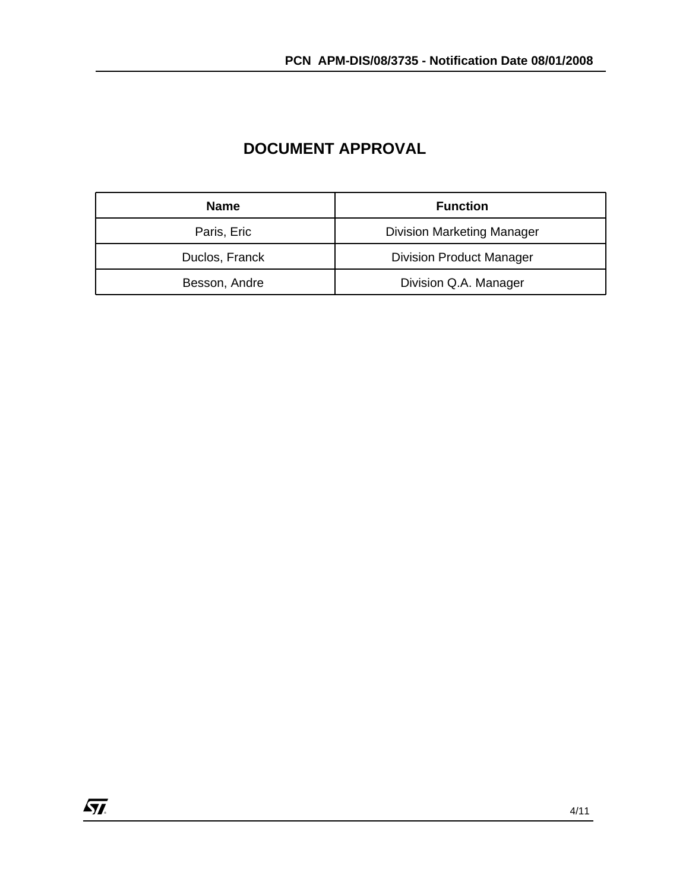# DOCUMENT APPROVAL

| Name | Function |
|---|---|
| Paris, Eric | Division Marketing Manager |
| Duclos, Franck | Division Product Manager |
| Besson, Andre | Division Q.A. Manager |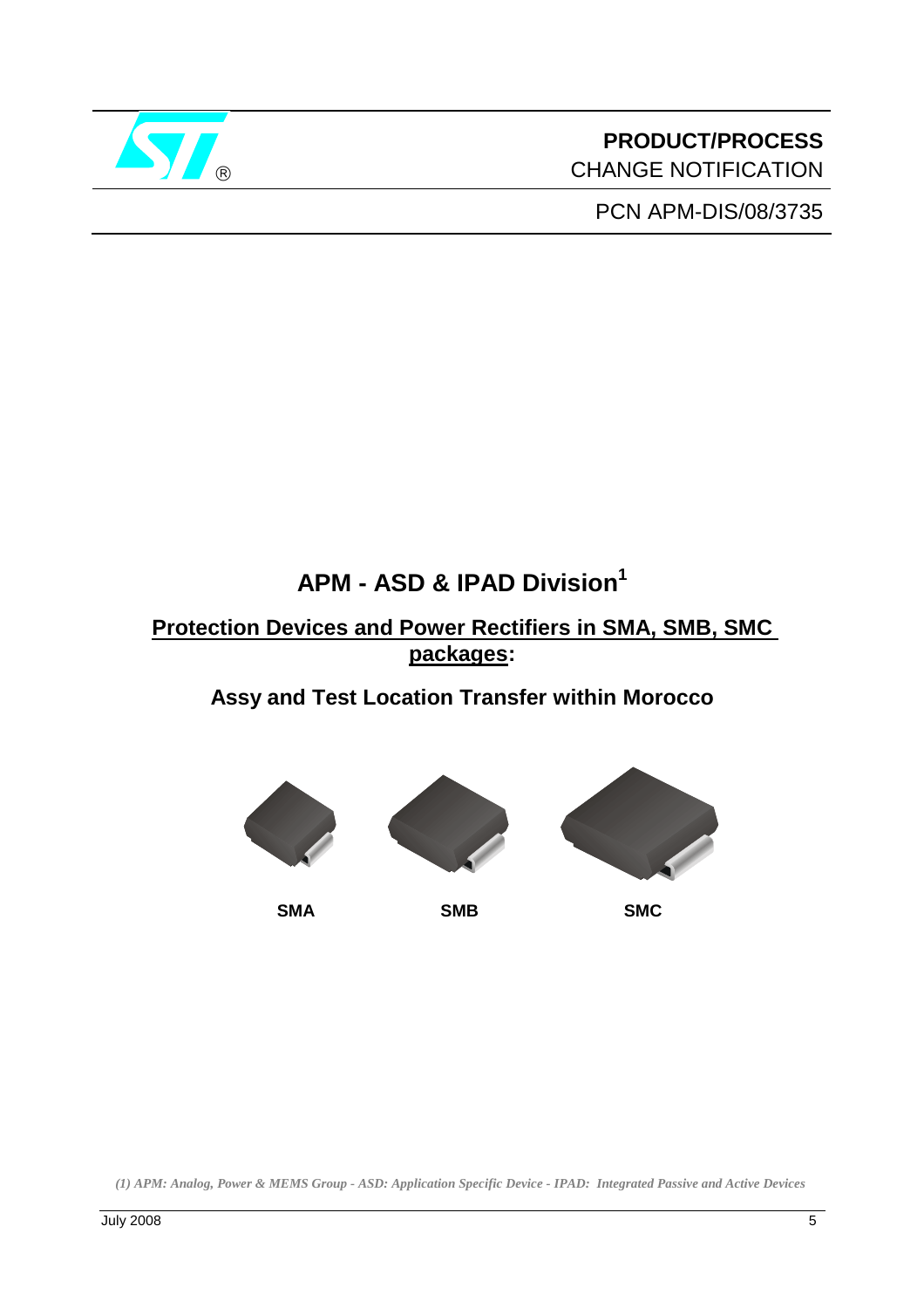**PRODUCT/PROCESS**
CHANGE NOTIFICATION

PCN APM-DIS/08/3735

# APM - ASD & IPAD Division[1]

## Protection Devices and Power Rectifiers in SMA, SMB, SMC packages:

## Assy and Test Location Transfer within Morocco

SMA SMB SMC

*(1) APM: Analog, Power & MEMS Group - ASD: Application Specific Device - IPAD: Integrated Passive and Active Devices*

July 2008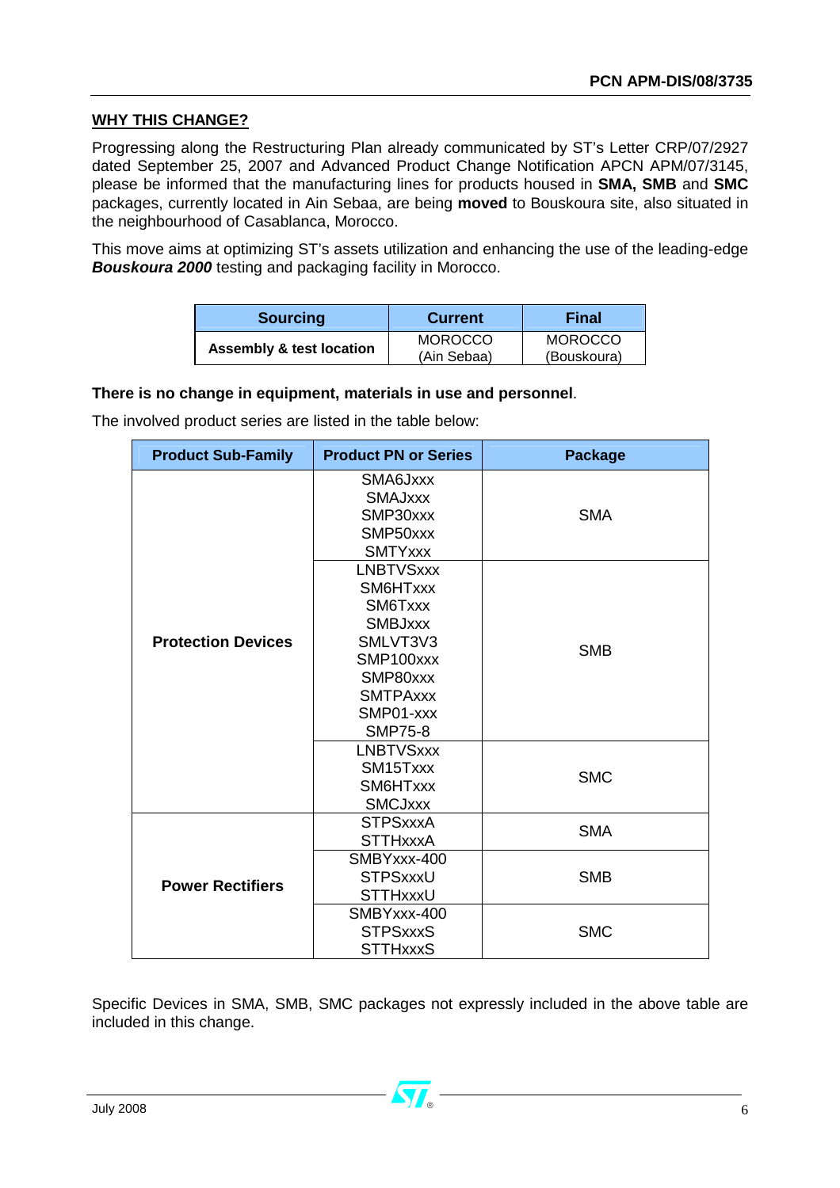## WHY THIS CHANGE?

Progressing along the Restructuring Plan already communicated by ST's Letter CRP/07/2927 dated September 25, 2007 and Advanced Product Change Notification APCN APM/07/3145, please be informed that the manufacturing lines for products housed in **SMA, SMB** and **SMC** packages, currently located in Ain Sebaa, are being **moved** to Bouskoura site, also situated in the neighbourhood of Casablanca, Morocco.

This move aims at optimizing ST's assets utilization and enhancing the use of the leading-edge ***Bouskoura 2000*** testing and packaging facility in Morocco.

| Sourcing | Current | Final |
|---|---|---|
| **Assembly & test location** | MOROCCO (Ain Sebaa) | MOROCCO (Bouskoura) |

**There is no change in equipment, materials in use and personnel**.

The involved product series are listed in the table below:

| Product Sub-Family | Product PN or Series | Package |
|---|---|---|
| **Protection Devices** | SMA6Jxxx<br>SMAJxxx<br>SMP30xxx<br>SMP50xxx<br>SMTYxxx | SMA |
| | LNBTVSxxx<br>SM6HTxxx<br>SM6Txxx<br>SMBJxxx<br>SMLVT3V3<br>SMP100xxx<br>SMP80xxx<br>SMTPAxxx<br>SMP01-xxx<br>SMP75-8 | SMB |
| | LNBTVSxxx<br>SM15Txxx<br>SM6HTxxx<br>SMCJxxx | SMC |
| **Power Rectifiers** | STPSxxxA<br>STTHxxxA | SMA |
| | SMBYxxx-400<br>STPSxxxU<br>STTHxxxU | SMB |
| | SMBYxxx-400<br>STPSxxxS<br>STTHxxxS | SMC |

Specific Devices in SMA, SMB, SMC packages not expressly included in the above table are included in this change.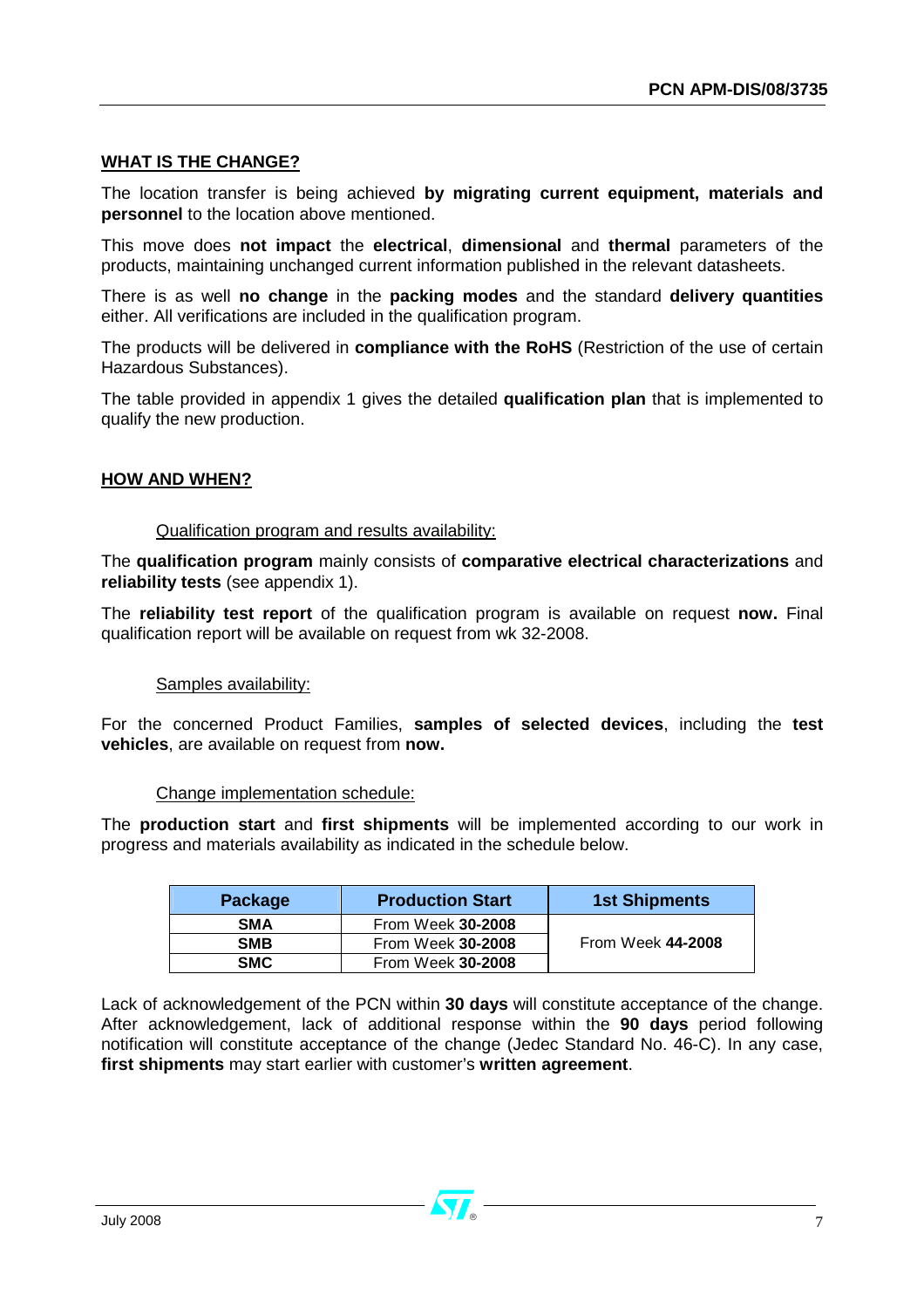## WHAT IS THE CHANGE?

The location transfer is being achieved **by migrating current equipment, materials and personnel** to the location above mentioned.

This move does **not impact** the **electrical**, **dimensional** and **thermal** parameters of the products, maintaining unchanged current information published in the relevant datasheets.

There is as well **no change** in the **packing modes** and the standard **delivery quantities** either. All verifications are included in the qualification program.

The products will be delivered in **compliance with the RoHS** (Restriction of the use of certain Hazardous Substances).

The table provided in appendix 1 gives the detailed **qualification plan** that is implemented to qualify the new production.

## HOW AND WHEN?

### Qualification program and results availability:

The **qualification program** mainly consists of **comparative electrical characterizations** and **reliability tests** (see appendix 1).

The **reliability test report** of the qualification program is available on request **now.** Final qualification report will be available on request from wk 32-2008.

### Samples availability:

For the concerned Product Families, **samples of selected devices**, including the **test vehicles**, are available on request from **now.**

### Change implementation schedule:

The **production start** and **first shipments** will be implemented according to our work in progress and materials availability as indicated in the schedule below.

| Package | Production Start | 1st Shipments |
|---|---|---|
| **SMA** | From Week **30-2008** | From Week **44-2008** |
| **SMB** | From Week **30-2008** | |
| **SMC** | From Week **30-2008** | |

Lack of acknowledgement of the PCN within **30 days** will constitute acceptance of the change. After acknowledgement, lack of additional response within the **90 days** period following notification will constitute acceptance of the change (Jedec Standard No. 46-C). In any case, **first shipments** may start earlier with customer's **written agreement**.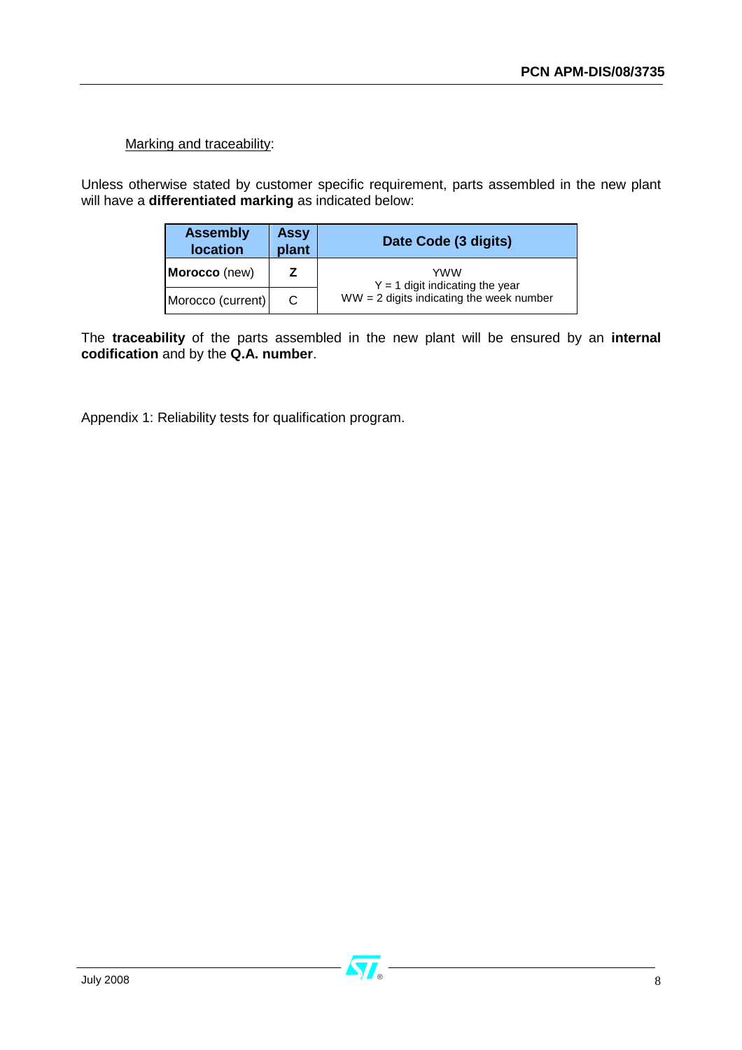Marking and traceability:

Unless otherwise stated by customer specific requirement, parts assembled in the new plant will have a **differentiated marking** as indicated below:

| Assembly location | Assy plant | Date Code (3 digits) |
|---|---|---|
| **Morocco** (new) | **Z** | YWW<br>Y = 1 digit indicating the year<br>WW = 2 digits indicating the week number |
| Morocco (current) | C | |

The **traceability** of the parts assembled in the new plant will be ensured by an **internal codification** and by the **Q.A. number**.

Appendix 1: Reliability tests for qualification program.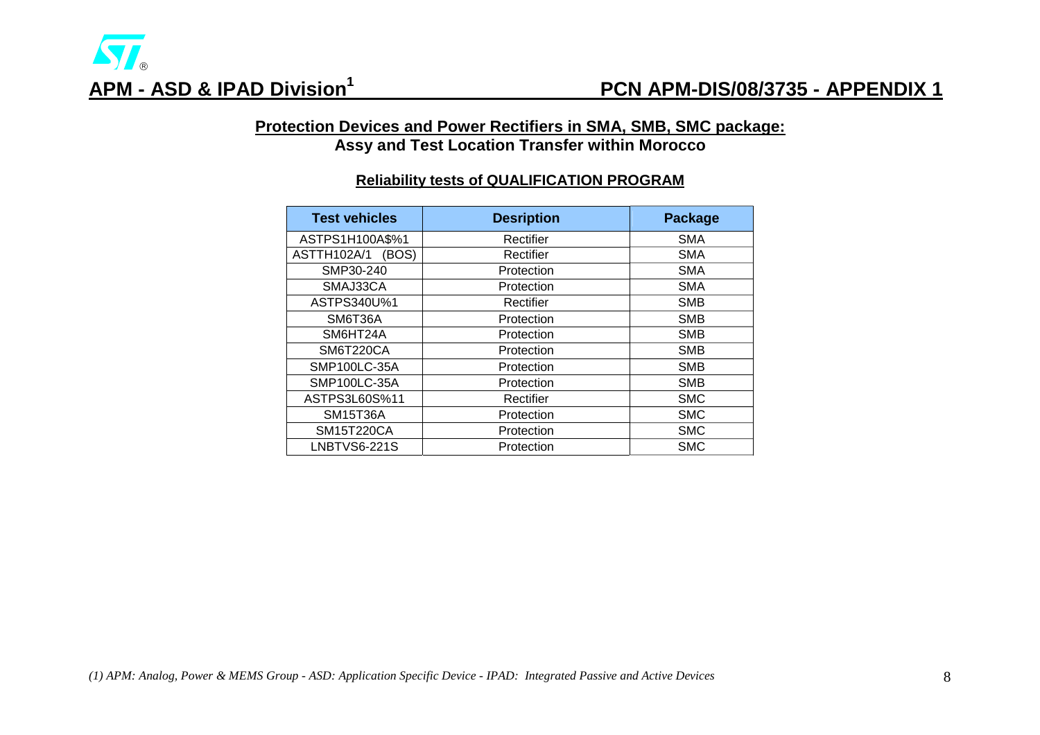## APM - ASD & IPAD Division[1]

## PCN APM-DIS/08/3735 - APPENDIX 1

### Protection Devices and Power Rectifiers in SMA, SMB, SMC package:
### Assy and Test Location Transfer within Morocco

#### Reliability tests of QUALIFICATION PROGRAM

| Test vehicles | Desription | Package |
|---|---|---|
| ASTPS1H100A$%1 | Rectifier | SMA |
| ASTTH102A/1 (BOS) | Rectifier | SMA |
| SMP30-240 | Protection | SMA |
| SMAJ33CA | Protection | SMA |
| ASTPS340U%1 | Rectifier | SMB |
| SM6T36A | Protection | SMB |
| SM6HT24A | Protection | SMB |
| SM6T220CA | Protection | SMB |
| SMP100LC-35A | Protection | SMB |
| SMP100LC-35A | Protection | SMB |
| ASTPS3L60S%11 | Rectifier | SMC |
| SM15T36A | Protection | SMC |
| SM15T220CA | Protection | SMC |
| LNBTVS6-221S | Protection | SMC |

*(1) APM: Analog, Power & MEMS Group - ASD: Application Specific Device - IPAD: Integrated Passive and Active Devices*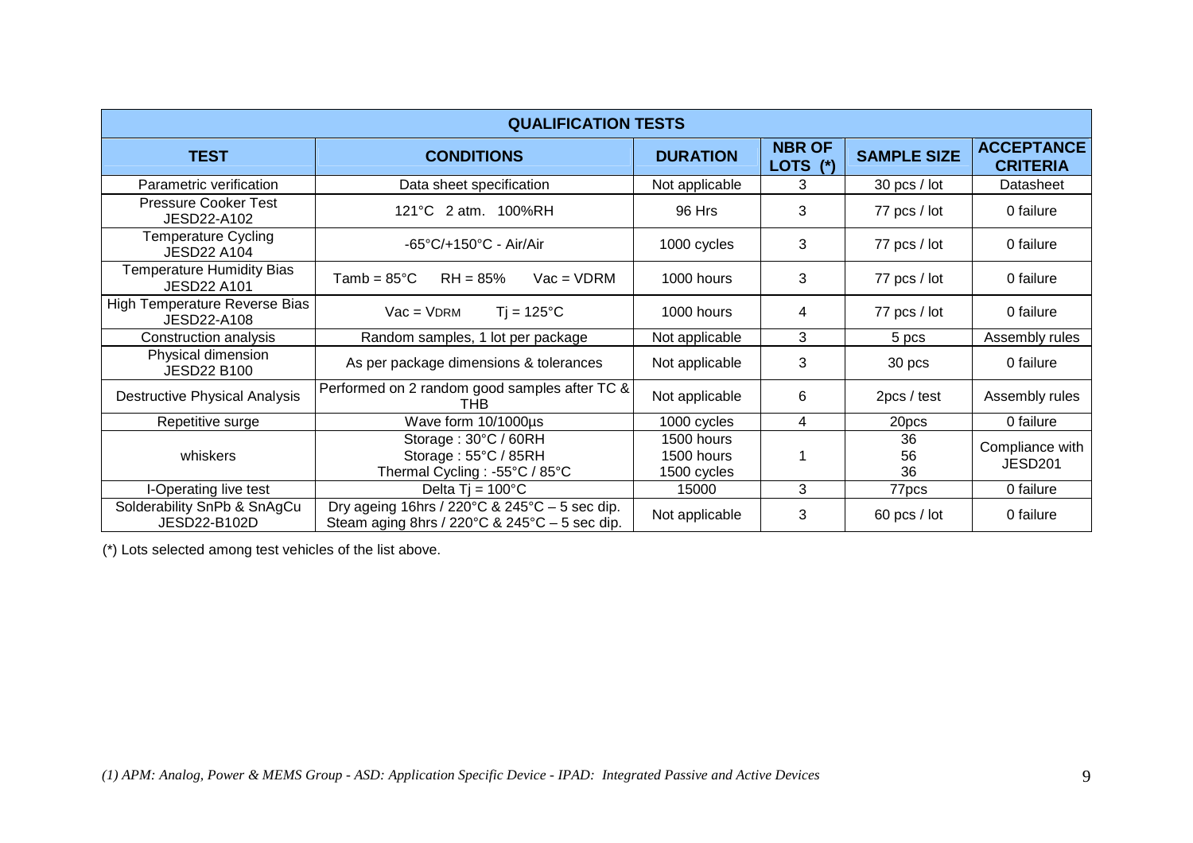| QUALIFICATION TESTS | | | | | |
|---|---|---|---|---|---|
| **TEST** | **CONDITIONS** | **DURATION** | **NBR OF LOTS (*)** | **SAMPLE SIZE** | **ACCEPTANCE CRITERIA** |
| Parametric verification | Data sheet specification | Not applicable | 3 | 30 pcs / lot | Datasheet |
| Pressure Cooker Test JESD22-A102 | 121°C 2 atm. 100%RH | 96 Hrs | 3 | 77 pcs / lot | 0 failure |
| Temperature Cycling JESD22 A104 | -65°C/+150°C - Air/Air | 1000 cycles | 3 | 77 pcs / lot | 0 failure |
| Temperature Humidity Bias JESD22 A101 | Tamb = 85°C RH = 85% Vac = VDRM | 1000 hours | 3 | 77 pcs / lot | 0 failure |
| High Temperature Reverse Bias JESD22-A108 | Vac = VDRM Tj = 125°C | 1000 hours | 4 | 77 pcs / lot | 0 failure |
| Construction analysis | Random samples, 1 lot per package | Not applicable | 3 | 5 pcs | Assembly rules |
| Physical dimension JESD22 B100 | As per package dimensions & tolerances | Not applicable | 3 | 30 pcs | 0 failure |
| Destructive Physical Analysis | Performed on 2 random good samples after TC & THB | Not applicable | 6 | 2pcs / test | Assembly rules |
| Repetitive surge | Wave form 10/1000µs | 1000 cycles | 4 | 20pcs | 0 failure |
| whiskers | Storage : 30°C / 60RH<br>Storage : 55°C / 85RH<br>Thermal Cycling : -55°C / 85°C | 1500 hours<br>1500 hours<br>1500 cycles | 1 | 36<br>56<br>36 | Compliance with JESD201 |
| I-Operating live test | Delta Tj = 100°C | 15000 | 3 | 77pcs | 0 failure |
| Solderability SnPb & SnAgCu JESD22-B102D | Dry ageing 16hrs / 220°C & 245°C – 5 sec dip.<br>Steam aging 8hrs / 220°C & 245°C – 5 sec dip. | Not applicable | 3 | 60 pcs / lot | 0 failure |

(*) Lots selected among test vehicles of the list above.

*(1) APM: Analog, Power & MEMS Group - ASD: Application Specific Device - IPAD: Integrated Passive and Active Devices*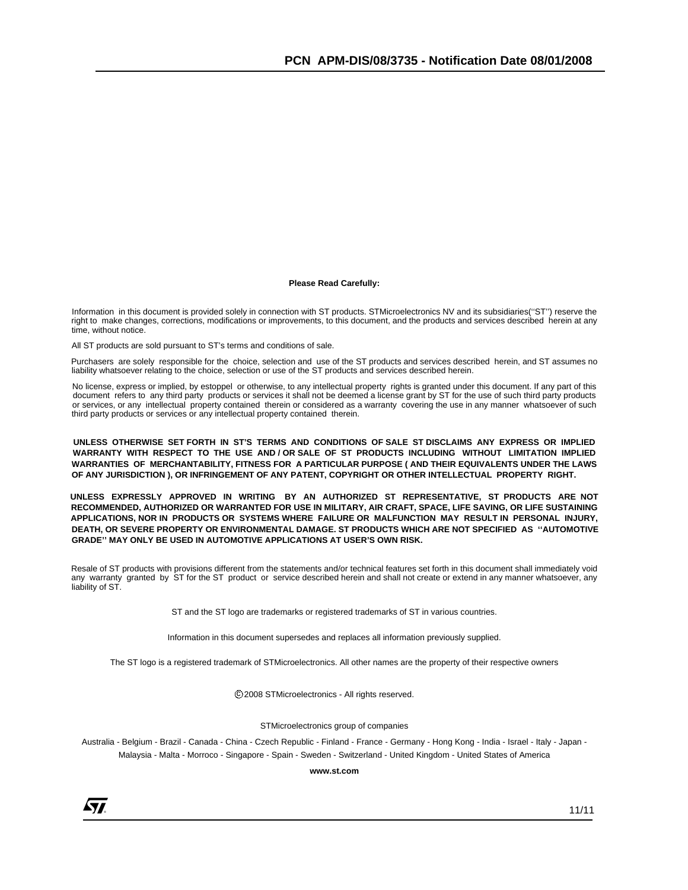**Please Read Carefully:**

Information in this document is provided solely in connection with ST products. STMicroelectronics NV and its subsidiaries(''ST'') reserve the right to make changes, corrections, modifications or improvements, to this document, and the products and services described herein at any time, without notice.

All ST products are sold pursuant to ST's terms and conditions of sale.

Purchasers are solely responsible for the choice, selection and use of the ST products and services described herein, and ST assumes no liability whatsoever relating to the choice, selection or use of the ST products and services described herein.

No license, express or implied, by estoppel or otherwise, to any intellectual property rights is granted under this document. If any part of this document refers to any third party products or services it shall not be deemed a license grant by ST for the use of such third party products or services, or any intellectual property contained therein or considered as a warranty covering the use in any manner whatsoever of such third party products or services or any intellectual property contained therein.

**UNLESS OTHERWISE SET FORTH IN ST'S TERMS AND CONDITIONS OF SALE ST DISCLAIMS ANY EXPRESS OR IMPLIED WARRANTY WITH RESPECT TO THE USE AND / OR SALE OF ST PRODUCTS INCLUDING WITHOUT LIMITATION IMPLIED WARRANTIES OF MERCHANTABILITY, FITNESS FOR A PARTICULAR PURPOSE ( AND THEIR EQUIVALENTS UNDER THE LAWS OF ANY JURISDICTION ), OR INFRINGEMENT OF ANY PATENT, COPYRIGHT OR OTHER INTELLECTUAL PROPERTY RIGHT.**

**UNLESS EXPRESSLY APPROVED IN WRITING BY AN AUTHORIZED ST REPRESENTATIVE, ST PRODUCTS ARE NOT RECOMMENDED, AUTHORIZED OR WARRANTED FOR USE IN MILITARY, AIR CRAFT, SPACE, LIFE SAVING, OR LIFE SUSTAINING APPLICATIONS, NOR IN PRODUCTS OR SYSTEMS WHERE FAILURE OR MALFUNCTION MAY RESULT IN PERSONAL INJURY, DEATH, OR SEVERE PROPERTY OR ENVIRONMENTAL DAMAGE. ST PRODUCTS WHICH ARE NOT SPECIFIED AS ''AUTOMOTIVE GRADE'' MAY ONLY BE USED IN AUTOMOTIVE APPLICATIONS AT USER'S OWN RISK.**

Resale of ST products with provisions different from the statements and/or technical features set forth in this document shall immediately void any warranty granted by ST for the ST product or service described herein and shall not create or extend in any manner whatsoever, any liability of ST.

ST and the ST logo are trademarks or registered trademarks of ST in various countries.

Information in this document supersedes and replaces all information previously supplied.

The ST logo is a registered trademark of STMicroelectronics. All other names are the property of their respective owners

©2008 STMicroelectronics - All rights reserved.

STMicroelectronics group of companies

Australia - Belgium - Brazil - Canada - China - Czech Republic - Finland - France - Germany - Hong Kong - India - Israel - Italy - Japan - Malaysia - Malta - Morroco - Singapore - Spain - Sweden - Switzerland - United Kingdom - United States of America

**www.st.com**